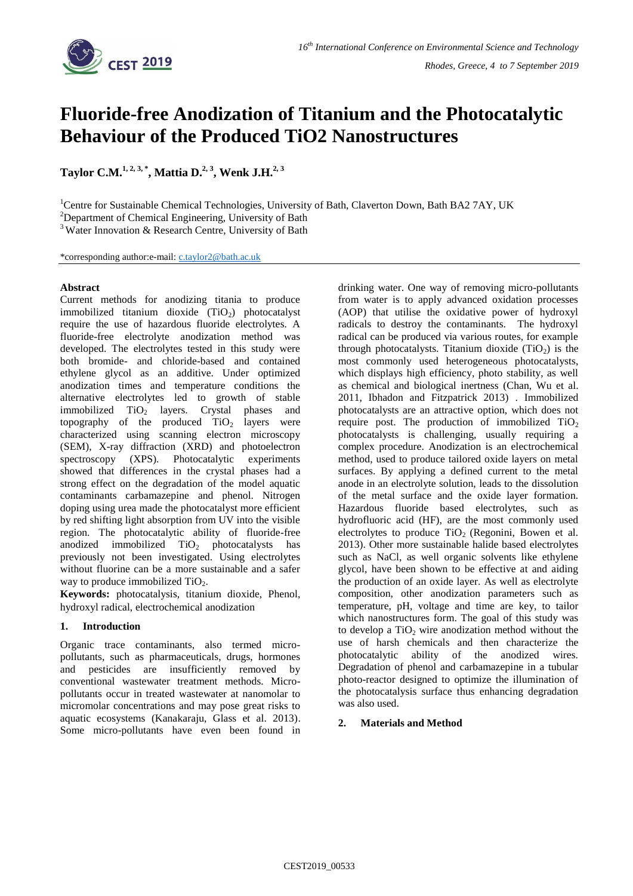# Fluoride-free Anodization of Titanium and the Photocatalytic Behaviour of the Produced TiO2 Nanostructures

**Taylor C.M.[1, 2, 3, *], Mattia D.[2, 3], Wenk J.H.[2, 3]**

[1]Centre for Sustainable Chemical Technologies, University of Bath, Claverton Down, Bath BA2 7AY, UK

[2]Department of Chemical Engineering, University of Bath

[3]Water Innovation & Research Centre, University of Bath

*corresponding author:e-mail: c.taylor2@bath.ac.uk

## Abstract

Current methods for anodizing titania to produce immobilized titanium dioxide ($TiO_2$) photocatalyst require the use of hazardous fluoride electrolytes. A fluoride-free electrolyte anodization method was developed. The electrolytes tested in this study were both bromide- and chloride-based and contained ethylene glycol as an additive. Under optimized anodization times and temperature conditions the alternative electrolytes led to growth of stable immobilized $TiO_2$ layers. Crystal phases and topography of the produced $TiO_2$ layers were characterized using scanning electron microscopy (SEM), X-ray diffraction (XRD) and photoelectron spectroscopy (XPS). Photocatalytic experiments showed that differences in the crystal phases had a strong effect on the degradation of the model aquatic contaminants carbamazepine and phenol. Nitrogen doping using urea made the photocatalyst more efficient by red shifting light absorption from UV into the visible region. The photocatalytic ability of fluoride-free anodized immobilized $TiO_2$ photocatalysts has previously not been investigated. Using electrolytes without fluorine can be a more sustainable and a safer way to produce immobilized $TiO_2$.

**Keywords:** photocatalysis, titanium dioxide, Phenol, hydroxyl radical, electrochemical anodization

## 1. Introduction

Organic trace contaminants, also termed micro-pollutants, such as pharmaceuticals, drugs, hormones and pesticides are insufficiently removed by conventional wastewater treatment methods. Micro-pollutants occur in treated wastewater at nanomolar to micromolar concentrations and may pose great risks to aquatic ecosystems (Kanakaraju, Glass et al. 2013). Some micro-pollutants have even been found in drinking water. One way of removing micro-pollutants from water is to apply advanced oxidation processes (AOP) that utilise the oxidative power of hydroxyl radicals to destroy the contaminants. The hydroxyl radical can be produced via various routes, for example through photocatalysts. Titanium dioxide ($TiO_2$) is the most commonly used heterogeneous photocatalysts, which displays high efficiency, photo stability, as well as chemical and biological inertness (Chan, Wu et al. 2011, Ibhadon and Fitzpatrick 2013) . Immobilized photocatalysts are an attractive option, which does not require post. The production of immobilized $TiO_2$ photocatalysts is challenging, usually requiring a complex procedure. Anodization is an electrochemical method, used to produce tailored oxide layers on metal surfaces. By applying a defined current to the metal anode in an electrolyte solution, leads to the dissolution of the metal surface and the oxide layer formation. Hazardous fluoride based electrolytes, such as hydrofluoric acid (HF), are the most commonly used electrolytes to produce $TiO_2$ (Regonini, Bowen et al. 2013). Other more sustainable halide based electrolytes such as NaCl, as well as organic solvents like ethylene glycol, have been shown to be effective at and aiding the production of an oxide layer. As well as electrolyte composition, other anodization parameters such as temperature, pH, voltage and time are key, to tailor which nanostructures form. The goal of this study was to develop a $TiO_2$ wire anodization method without the use of harsh chemicals and then characterize the photocatalytic ability of the anodized wires. Degradation of phenol and carbamazepine in a tubular photo-reactor designed to optimize the illumination of the photocatalysis surface thus enhancing degradation was also used.

## 2. Materials and Method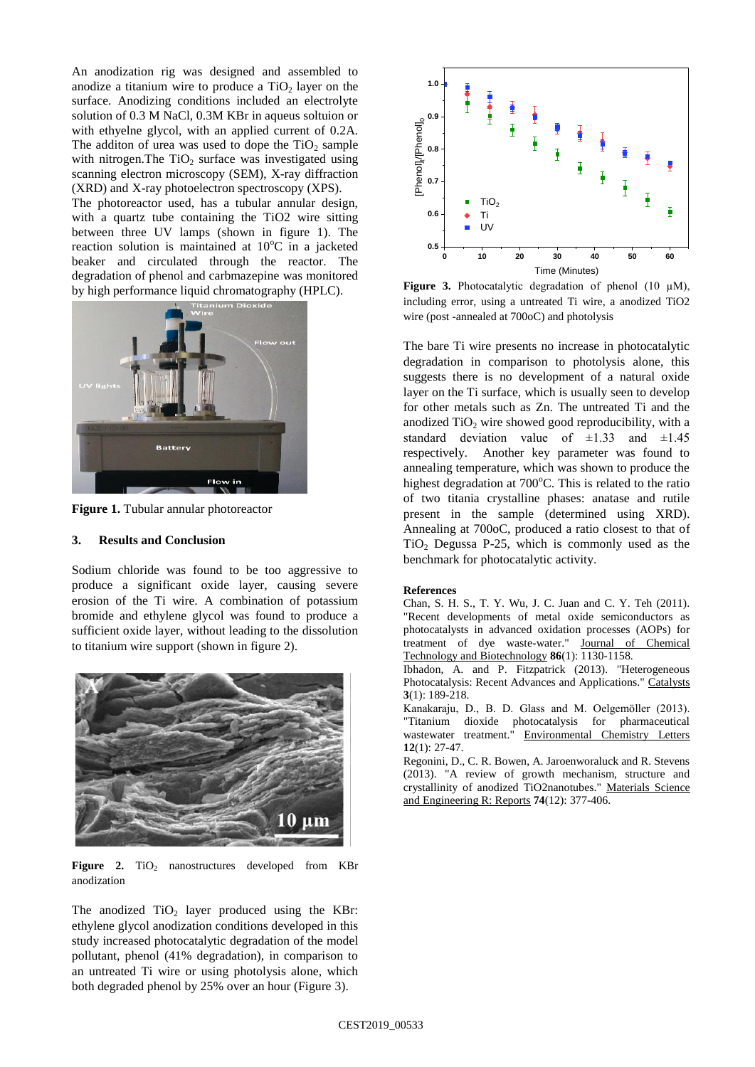An anodization rig was designed and assembled to anodize a titanium wire to produce a $TiO_2$ layer on the surface. Anodizing conditions included an electrolyte solution of 0.3 M NaCl, 0.3M KBr in aqueus soltuion or with ethyelne glycol, with an applied current of 0.2A. The additon of urea was used to dope the $TiO_2$ sample with nitrogen.The $TiO_2$ surface was investigated using scanning electron microscopy (SEM), X-ray diffraction (XRD) and X-ray photoelectron spectroscopy (XPS).

The photoreactor used, has a tubular annular design, with a quartz tube containing the TiO2 wire sitting between three UV lamps (shown in figure 1). The reaction solution is maintained at 10°C in a jacketed beaker and circulated through the reactor. The degradation of phenol and carbmazepine was monitored by high performance liquid chromatography (HPLC).

Titanium Dioxide Wire

Flow out

UV lights

Battery

Flow in

**Figure 1.** Tubular annular photoreactor

## 3. Results and Conclusion

Sodium chloride was found to be too aggressive to produce a significant oxide layer, causing severe erosion of the Ti wire. A combination of potassium bromide and ethylene glycol was found to produce a sufficient oxide layer, without leading to the dissolution to titanium wire support (shown in figure 2).

A

10 µm

**Figure 2.** $TiO_2$ nanostructures developed from KBr anodization

The anodized $TiO_2$ layer produced using the KBr: ethylene glycol anodization conditions developed in this study increased photocatalytic degradation of the model pollutant, phenol (41% degradation), in comparison to an untreated Ti wire or using photolysis alone, which both degraded phenol by 25% over an hour (Figure 3).

[Phenol]$_t$/[Phenol]$_0$

1.0
0.9
0.8
0.7
0.6
0.5

0
10
20
30
40
50
60

Time (Minutes)

$TiO_2$
Ti
UV

**Figure 3.** Photocatalytic degradation of phenol (10 µM), including error, using a untreated Ti wire, a anodized TiO2 wire (post -annealed at 700oC) and photolysis

The bare Ti wire presents no increase in photocatalytic degradation in comparison to photolysis alone, this suggests there is no development of a natural oxide layer on the Ti surface, which is usually seen to develop for other metals such as Zn. The untreated Ti and the anodized $TiO_2$ wire showed good reproducibility, with a standard deviation value of ±1.33 and ±1.45 respectively. Another key parameter was found to annealing temperature, which was shown to produce the highest degradation at 700°C. This is related to the ratio of two titania crystalline phases: anatase and rutile present in the sample (determined using XRD). Annealing at 700oC, produced a ratio closest to that of $TiO_2$ Degussa P-25, which is commonly used as the benchmark for photocatalytic activity.

**References**

Chan, S. H. S., T. Y. Wu, J. C. Juan and C. Y. Teh (2011). "Recent developments of metal oxide semiconductors as photocatalysts in advanced oxidation processes (AOPs) for treatment of dye waste-water." Journal of Chemical Technology and Biotechnology **86**(1): 1130-1158.

Ibhadon, A. and P. Fitzpatrick (2013). "Heterogeneous Photocatalysis: Recent Advances and Applications." Catalysts **3**(1): 189-218.

Kanakaraju, D., B. D. Glass and M. Oelgemöller (2013). "Titanium dioxide photocatalysis for pharmaceutical wastewater treatment." Environmental Chemistry Letters **12**(1): 27-47.

Regonini, D., C. R. Bowen, A. Jaroenworaluck and R. Stevens (2013). "A review of growth mechanism, structure and crystallinity of anodized TiO2nanotubes." Materials Science and Engineering R: Reports **74**(12): 377-406.